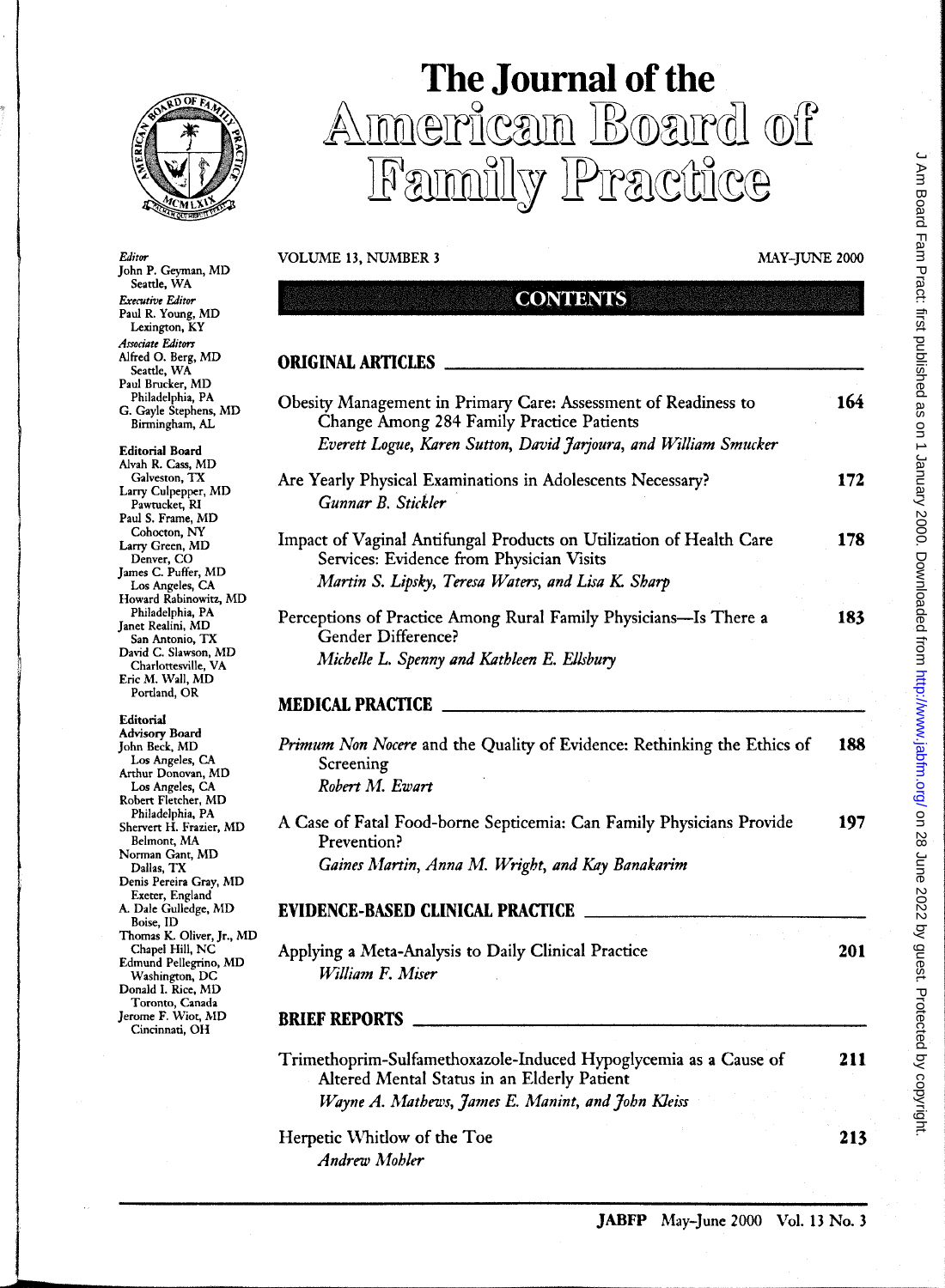# The Journal of the American Board of Family Practice

*Editor*
John P. Geyman, MD
Seattle, WA

*Executive Editor*
Paul R. Young, MD
Lexington, KY

*Associate Editors*
Alfred O. Berg, MD
Seattle, WA
Paul Brucker, MD
Philadelphia, PA
G. Gayle Stephens, MD
Birmingham, AL

**Editorial Board**
Alvah R. Cass, MD
Galveston, TX
Larry Culpepper, MD
Pawtucket, RI
Paul S. Frame, MD
Cohocton, NY
Larry Green, MD
Denver, CO
James C. Puffer, MD
Los Angeles, CA
Howard Rabinowitz, MD
Philadelphia, PA
Janet Realini, MD
San Antonio, TX
David C. Slawson, MD
Charlottesville, VA
Eric M. Wall, MD
Portland, OR

**Editorial Advisory Board**
John Beck, MD
Los Angeles, CA
Arthur Donovan, MD
Los Angeles, CA
Robert Fletcher, MD
Philadelphia, PA
Shervert H. Frazier, MD
Belmont, MA
Norman Gant, MD
Dallas, TX
Denis Pereira Gray, MD
Exeter, England
A. Dale Gulledge, MD
Boise, ID
Thomas K. Oliver, Jr., MD
Chapel Hill, NC
Edmund Pellegrino, MD
Washington, DC
Donald I. Rice, MD
Toronto, Canada
Jerome F. Wiot, MD
Cincinnati, OH

VOLUME 13, NUMBER 3 — MAY-JUNE 2000

## CONTENTS

### ORIGINAL ARTICLES

Obesity Management in Primary Care: Assessment of Readiness to Change Among 284 Family Practice Patients — **164**
*Everett Logue, Karen Sutton, David Jarjoura, and William Smucker*

Are Yearly Physical Examinations in Adolescents Necessary? — **172**
*Gunnar B. Stickler*

Impact of Vaginal Antifungal Products on Utilization of Health Care Services: Evidence from Physician Visits — **178**
*Martin S. Lipsky, Teresa Waters, and Lisa K. Sharp*

Perceptions of Practice Among Rural Family Physicians—Is There a Gender Difference? — **183**
*Michelle L. Spenny and Kathleen E. Ellsbury*

### MEDICAL PRACTICE

*Primum Non Nocere* and the Quality of Evidence: Rethinking the Ethics of Screening — **188**
*Robert M. Ewart*

A Case of Fatal Food-borne Septicemia: Can Family Physicians Provide Prevention? — **197**
*Gaines Martin, Anna M. Wright, and Kay Banakarim*

### EVIDENCE-BASED CLINICAL PRACTICE

Applying a Meta-Analysis to Daily Clinical Practice — **201**
*William F. Miser*

### BRIEF REPORTS

Trimethoprim-Sulfamethoxazole-Induced Hypoglycemia as a Cause of Altered Mental Status in an Elderly Patient — **211**
*Wayne A. Mathews, James E. Manint, and John Kleiss*

Herpetic Whitlow of the Toe — **213**
*Andrew Mohler*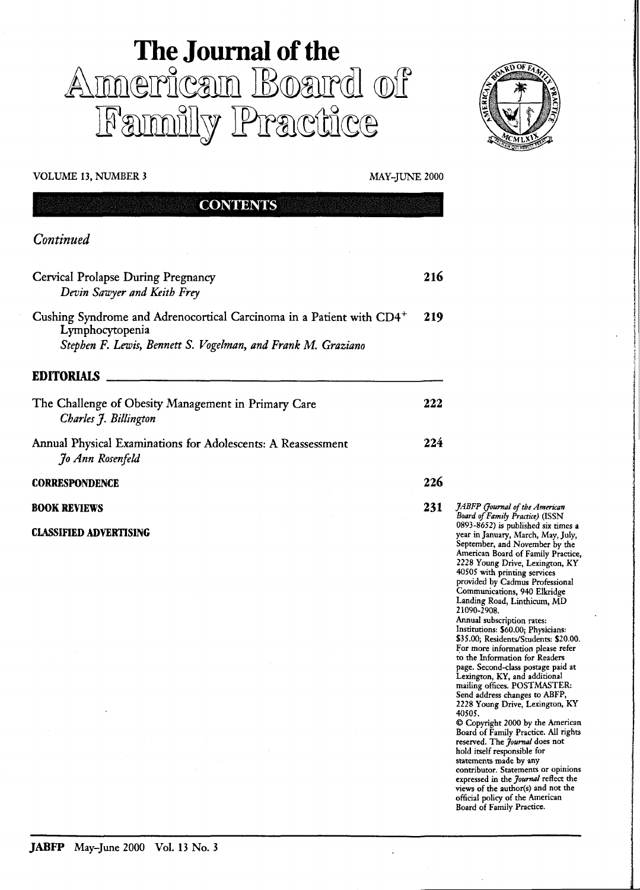# The Journal of the American Board of Family Practice

VOLUME 13, NUMBER 3 MAY-JUNE 2000

## CONTENTS

*Continued*

Cervical Prolapse During Pregnancy — 216
*Devin Sawyer and Keith Frey*

Cushing Syndrome and Adrenocortical Carcinoma in a Patient with $CD4^{+}$ Lymphocytopenia — 219
*Stephen F. Lewis, Bennett S. Vogelman, and Frank M. Graziano*

## EDITORIALS

The Challenge of Obesity Management in Primary Care — 222
*Charles J. Billington*

Annual Physical Examinations for Adolescents: A Reassessment — 224
*Jo Ann Rosenfeld*

**CORRESPONDENCE** — 226

**BOOK REVIEWS** — 231

**CLASSIFIED ADVERTISING**

*JABFP (Journal of the American Board of Family Practice)* (ISSN 0893-8652) is published six times a year in January, March, May, July, September, and November by the American Board of Family Practice, 2228 Young Drive, Lexington, KY 40505 with printing services provided by Cadmus Professional Communications, 940 Elkridge Landing Road, Linthicum, MD 21090-2908.
Annual subscription rates: Institutions: $60.00; Physicians: $35.00; Residents/Students: $20.00. For more information please refer to the Information for Readers page. Second-class postage paid at Lexington, KY, and additional mailing offices. POSTMASTER: Send address changes to ABFP, 2228 Young Drive, Lexington, KY 40505.
© Copyright 2000 by the American Board of Family Practice. All rights reserved. The *Journal* does not hold itself responsible for statements made by any contributor. Statements or opinions expressed in the *Journal* reflect the views of the author(s) and not the official policy of the American Board of Family Practice.